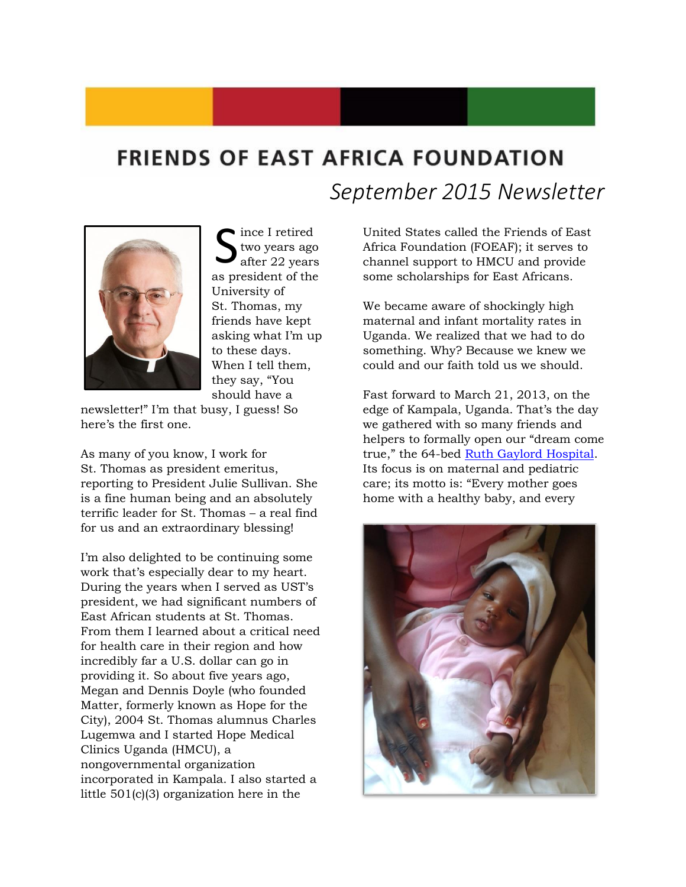# FRIENDS OF EAST AFRICA FOUNDATION

## *September 2015 Newsletter*

Since I retired two years ago after 22 years as president of the University of St. Thomas, my friends have kept asking what I'm up to these days. When I tell them, they say, "You should have a newsletter!" I'm that busy, I guess! So here's the first one.

As many of you know, I work for St. Thomas as president emeritus, reporting to President Julie Sullivan. She is a fine human being and an absolutely terrific leader for St. Thomas – a real find for us and an extraordinary blessing!

I'm also delighted to be continuing some work that's especially dear to my heart. During the years when I served as UST's president, we had significant numbers of East African students at St. Thomas. From them I learned about a critical need for health care in their region and how incredibly far a U.S. dollar can go in providing it. So about five years ago, Megan and Dennis Doyle (who founded Matter, formerly known as Hope for the City), 2004 St. Thomas alumnus Charles Lugemwa and I started Hope Medical Clinics Uganda (HMCU), a nongovernmental organization incorporated in Kampala. I also started a little 501(c)(3) organization here in the United States called the Friends of East Africa Foundation (FOEAF); it serves to channel support to HMCU and provide some scholarships for East Africans.

We became aware of shockingly high maternal and infant mortality rates in Uganda. We realized that we had to do something. Why? Because we knew we could and our faith told us we should.

Fast forward to March 21, 2013, on the edge of Kampala, Uganda. That's the day we gathered with so many friends and helpers to formally open our "dream come true," the 64-bed Ruth Gaylord Hospital. Its focus is on maternal and pediatric care; its motto is: "Every mother goes home with a healthy baby, and every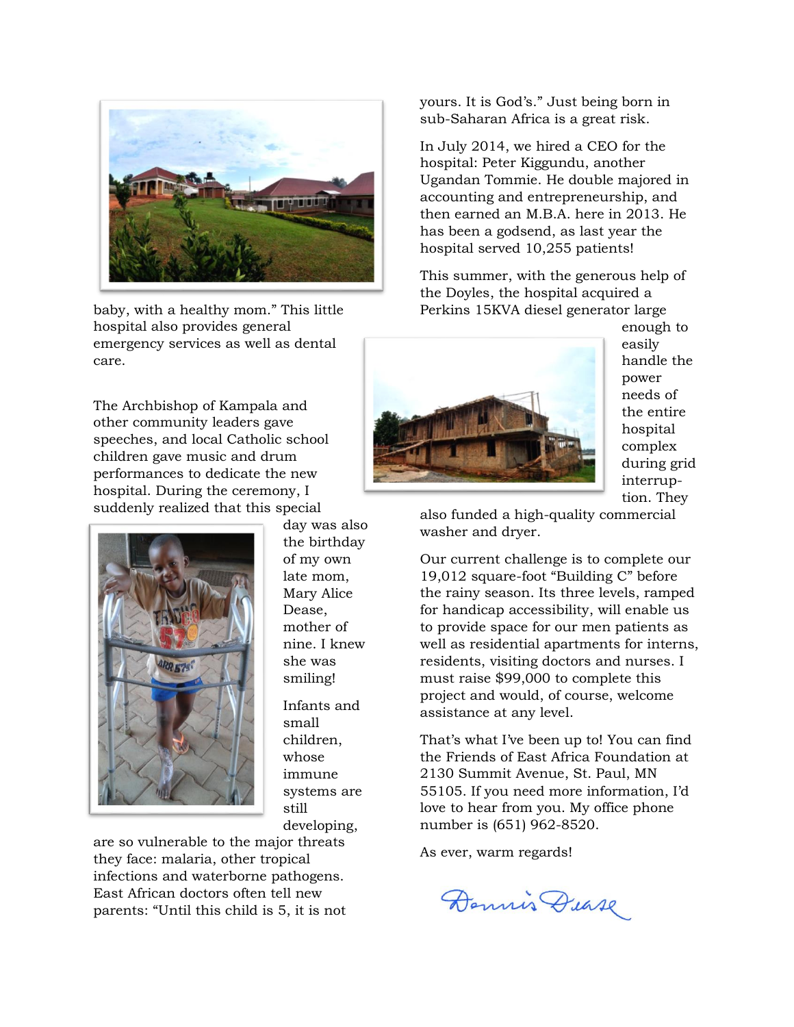baby, with a healthy mom." This little hospital also provides general emergency services as well as dental care.

The Archbishop of Kampala and other community leaders gave speeches, and local Catholic school children gave music and drum performances to dedicate the new hospital. During the ceremony, I suddenly realized that this special day was also the birthday of my own late mom, Mary Alice Dease, mother of nine. I knew she was smiling!

Infants and small children, whose immune systems are still developing, are so vulnerable to the major threats they face: malaria, other tropical infections and waterborne pathogens. East African doctors often tell new parents: "Until this child is 5, it is not yours. It is God's." Just being born in sub-Saharan Africa is a great risk.

In July 2014, we hired a CEO for the hospital: Peter Kiggundu, another Ugandan Tommie. He double majored in accounting and entrepreneurship, and then earned an M.B.A. here in 2013. He has been a godsend, as last year the hospital served 10,255 patients!

This summer, with the generous help of the Doyles, the hospital acquired a Perkins 15KVA diesel generator large enough to easily handle the power needs of the entire hospital complex during grid interruption. They also funded a high-quality commercial washer and dryer.

Our current challenge is to complete our 19,012 square-foot "Building C" before the rainy season. Its three levels, ramped for handicap accessibility, will enable us to provide space for our men patients as well as residential apartments for interns, residents, visiting doctors and nurses. I must raise $99,000 to complete this project and would, of course, welcome assistance at any level.

That's what I've been up to! You can find the Friends of East Africa Foundation at 2130 Summit Avenue, St. Paul, MN 55105. If you need more information, I'd love to hear from you. My office phone number is (651) 962-8520.

As ever, warm regards!

Dennis Dease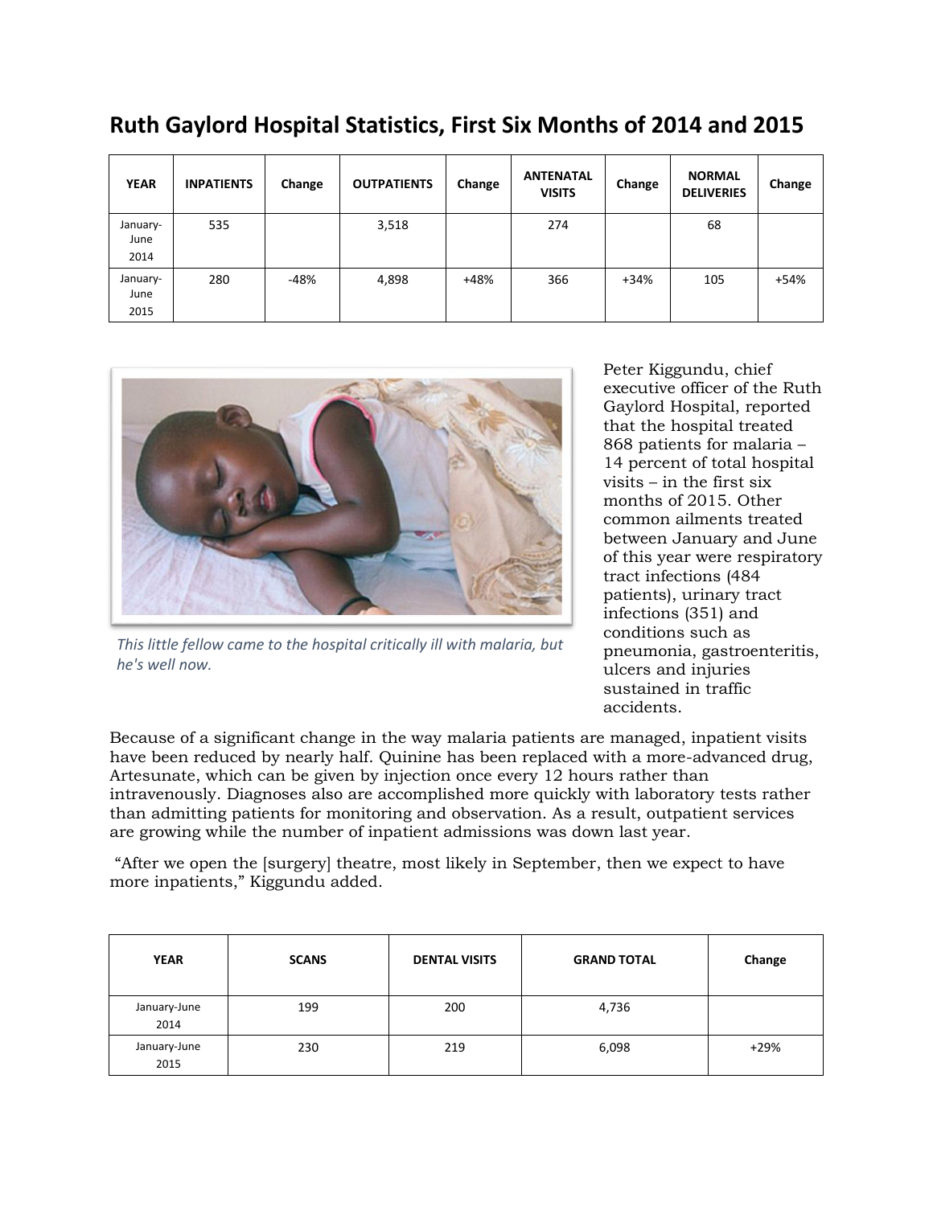# Ruth Gaylord Hospital Statistics, First Six Months of 2014 and 2015

| YEAR | INPATIENTS | Change | OUTPATIENTS | Change | ANTENATAL VISITS | Change | NORMAL DELIVERIES | Change |
|---|---|---|---|---|---|---|---|---|
| January-June 2014 | 535 | | 3,518 | | 274 | | 68 | |
| January-June 2015 | 280 | -48% | 4,898 | +48% | 366 | +34% | 105 | +54% |

*This little fellow came to the hospital critically ill with malaria, but he's well now.*

Peter Kiggundu, chief executive officer of the Ruth Gaylord Hospital, reported that the hospital treated 868 patients for malaria – 14 percent of total hospital visits – in the first six months of 2015. Other common ailments treated between January and June of this year were respiratory tract infections (484 patients), urinary tract infections (351) and conditions such as pneumonia, gastroenteritis, ulcers and injuries sustained in traffic accidents.

Because of a significant change in the way malaria patients are managed, inpatient visits have been reduced by nearly half. Quinine has been replaced with a more-advanced drug, Artesunate, which can be given by injection once every 12 hours rather than intravenously. Diagnoses also are accomplished more quickly with laboratory tests rather than admitting patients for monitoring and observation. As a result, outpatient services are growing while the number of inpatient admissions was down last year.

"After we open the [surgery] theatre, most likely in September, then we expect to have more inpatients," Kiggundu added.

| YEAR | SCANS | DENTAL VISITS | GRAND TOTAL | Change |
|---|---|---|---|---|
| January-June 2014 | 199 | 200 | 4,736 | |
| January-June 2015 | 230 | 219 | 6,098 | +29% |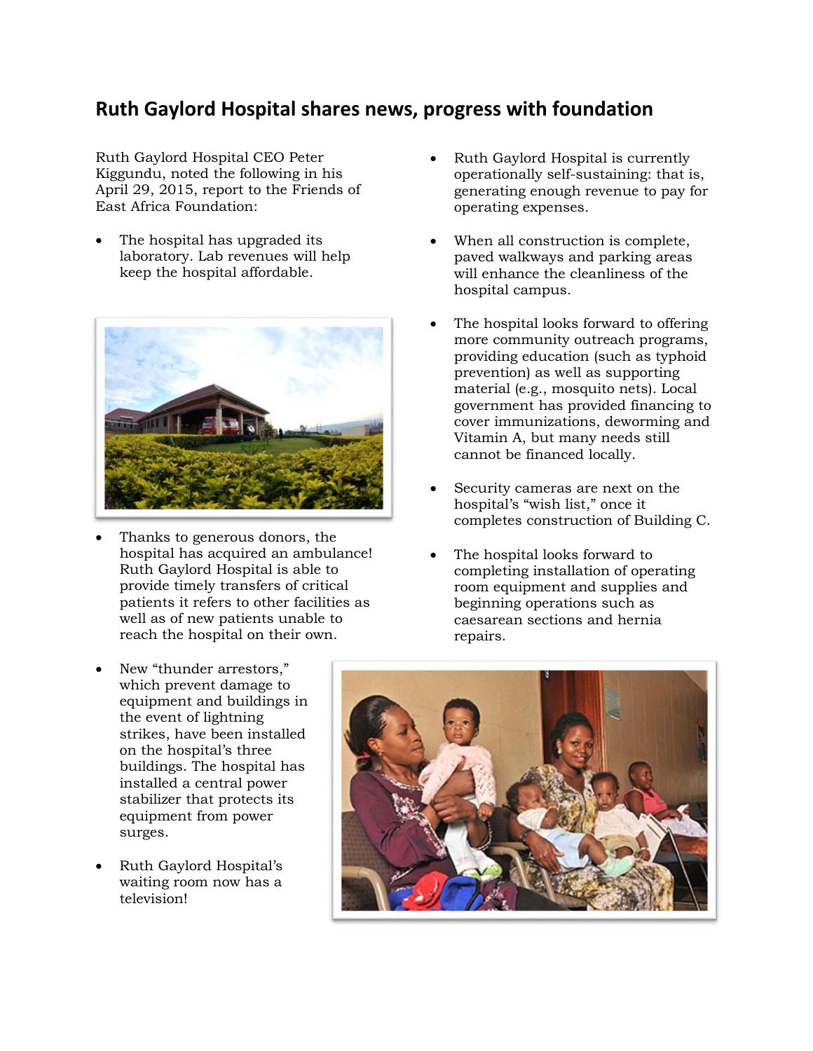## Ruth Gaylord Hospital shares news, progress with foundation

Ruth Gaylord Hospital CEO Peter Kiggundu, noted the following in his April 29, 2015, report to the Friends of East Africa Foundation:

- The hospital has upgraded its laboratory. Lab revenues will help keep the hospital affordable.
- Thanks to generous donors, the hospital has acquired an ambulance! Ruth Gaylord Hospital is able to provide timely transfers of critical patients it refers to other facilities as well as of new patients unable to reach the hospital on their own.
- New "thunder arrestors," which prevent damage to equipment and buildings in the event of lightning strikes, have been installed on the hospital's three buildings. The hospital has installed a central power stabilizer that protects its equipment from power surges.
- Ruth Gaylord Hospital's waiting room now has a television!
- Ruth Gaylord Hospital is currently operationally self-sustaining: that is, generating enough revenue to pay for operating expenses.
- When all construction is complete, paved walkways and parking areas will enhance the cleanliness of the hospital campus.
- The hospital looks forward to offering more community outreach programs, providing education (such as typhoid prevention) as well as supporting material (e.g., mosquito nets). Local government has provided financing to cover immunizations, deworming and Vitamin A, but many needs still cannot be financed locally.
- Security cameras are next on the hospital's "wish list," once it completes construction of Building C.
- The hospital looks forward to completing installation of operating room equipment and supplies and beginning operations such as caesarean sections and hernia repairs.